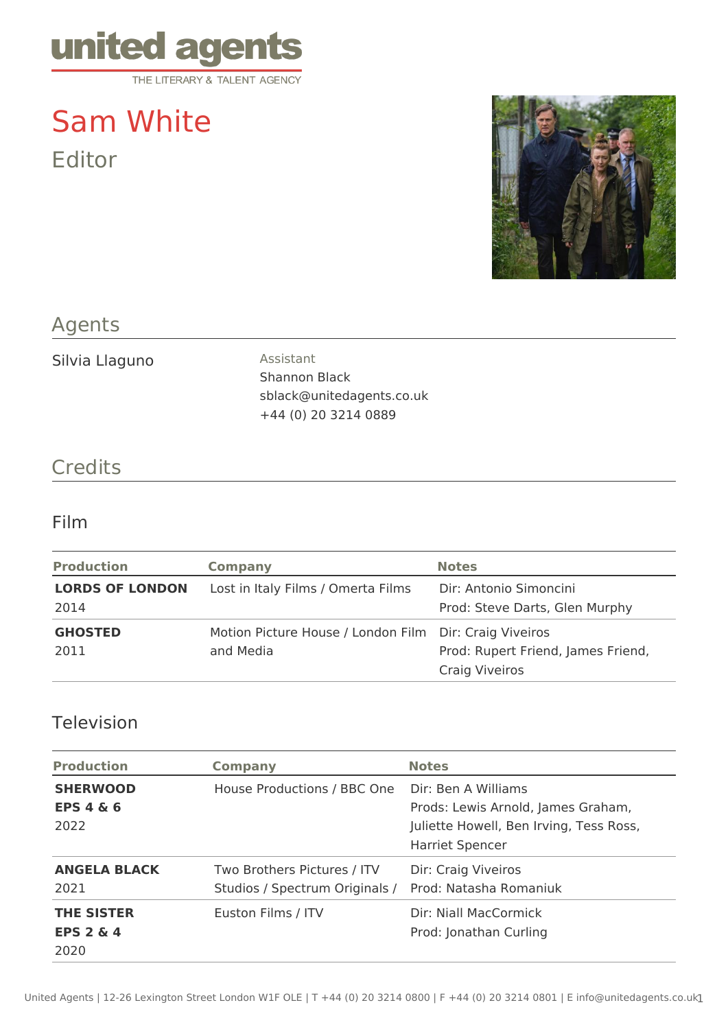united agents
THE LITERARY & TALENT AGENCY

# Sam White

Editor

## Agents

Silvia Llaguno

Assistant
Shannon Black
sblack@unitedagents.co.uk
+44 (0) 20 3214 0889

## Credits

### Film

| Production | Company | Notes |
|---|---|---|
| **LORDS OF LONDON** 2014 | Lost in Italy Films / Omerta Films | Dir: Antonio Simoncini Prod: Steve Darts, Glen Murphy |
| **GHOSTED** 2011 | Motion Picture House / London Film and Media | Dir: Craig Viveiros Prod: Rupert Friend, James Friend, Craig Viveiros |

### Television

| Production | Company | Notes |
|---|---|---|
| **SHERWOOD EPS 4 & 6** 2022 | House Productions / BBC One | Dir: Ben A Williams Prods: Lewis Arnold, James Graham, Juliette Howell, Ben Irving, Tess Ross, Harriet Spencer |
| **ANGELA BLACK** 2021 | Two Brothers Pictures / ITV Studios / Spectrum Originals / | Dir: Craig Viveiros Prod: Natasha Romaniuk |
| **THE SISTER EPS 2 & 4** 2020 | Euston Films / ITV | Dir: Niall MacCormick Prod: Jonathan Curling |

United Agents | 12-26 Lexington Street London W1F OLE | T +44 (0) 20 3214 0800 | F +44 (0) 20 3214 0801 | E info@unitedagents.co.uk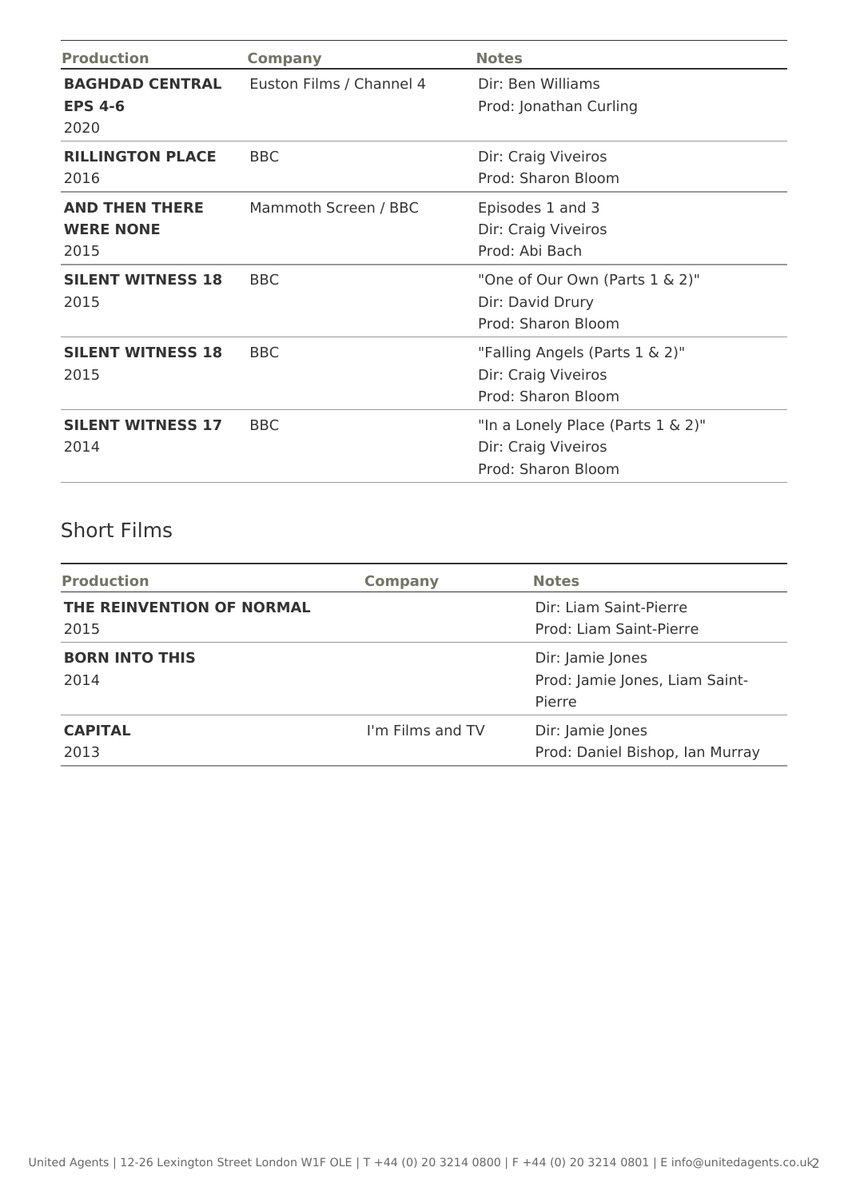| Production | Company | Notes |
| --- | --- | --- |
| **BAGHDAD CENTRAL EPS 4-6** 2020 | Euston Films / Channel 4 | Dir: Ben Williams<br>Prod: Jonathan Curling |
| **RILLINGTON PLACE** 2016 | BBC | Dir: Craig Viveiros<br>Prod: Sharon Bloom |
| **AND THEN THERE WERE NONE** 2015 | Mammoth Screen / BBC | Episodes 1 and 3<br>Dir: Craig Viveiros<br>Prod: Abi Bach |
| **SILENT WITNESS 18** 2015 | BBC | "One of Our Own (Parts 1 & 2)"<br>Dir: David Drury<br>Prod: Sharon Bloom |
| **SILENT WITNESS 18** 2015 | BBC | "Falling Angels (Parts 1 & 2)"<br>Dir: Craig Viveiros<br>Prod: Sharon Bloom |
| **SILENT WITNESS 17** 2014 | BBC | "In a Lonely Place (Parts 1 & 2)"<br>Dir: Craig Viveiros<br>Prod: Sharon Bloom |

## Short Films

| Production | Company | Notes |
| --- | --- | --- |
| **THE REINVENTION OF NORMAL** 2015 | | Dir: Liam Saint-Pierre<br>Prod: Liam Saint-Pierre |
| **BORN INTO THIS** 2014 | | Dir: Jamie Jones<br>Prod: Jamie Jones, Liam Saint-Pierre |
| **CAPITAL** 2013 | I'm Films and TV | Dir: Jamie Jones<br>Prod: Daniel Bishop, Ian Murray |